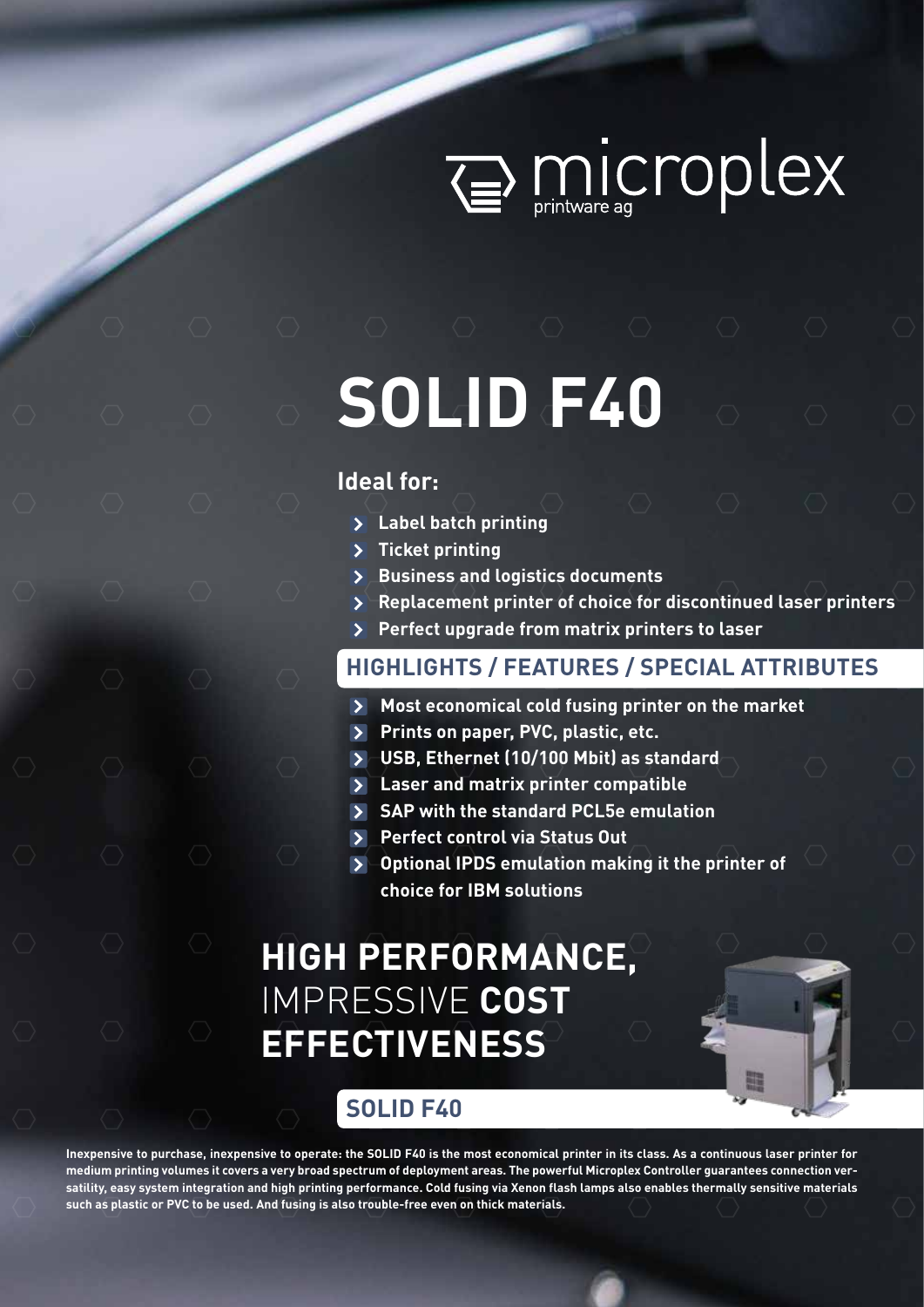microplex
printware ag

# SOLID F40

## Ideal for:

- Label batch printing
- Ticket printing
- Business and logistics documents
- Replacement printer of choice for discontinued laser printers
- Perfect upgrade from matrix printers to laser

## HIGHLIGHTS / FEATURES / SPECIAL ATTRIBUTES

- Most economical cold fusing printer on the market
- Prints on paper, PVC, plastic, etc.
- USB, Ethernet (10/100 Mbit) as standard
- Laser and matrix printer compatible
- SAP with the standard PCL5e emulation
- Perfect control via Status Out
- Optional IPDS emulation making it the printer of choice for IBM solutions

## HIGH PERFORMANCE, IMPRESSIVE COST EFFECTIVENESS

## SOLID F40

**Inexpensive to purchase, inexpensive to operate: the SOLID F40 is the most economical printer in its class. As a continuous laser printer for medium printing volumes it covers a very broad spectrum of deployment areas. The powerful Microplex Controller guarantees connection versatility, easy system integration and high printing performance. Cold fusing via Xenon flash lamps also enables thermally sensitive materials such as plastic or PVC to be used. And fusing is also trouble-free even on thick materials.**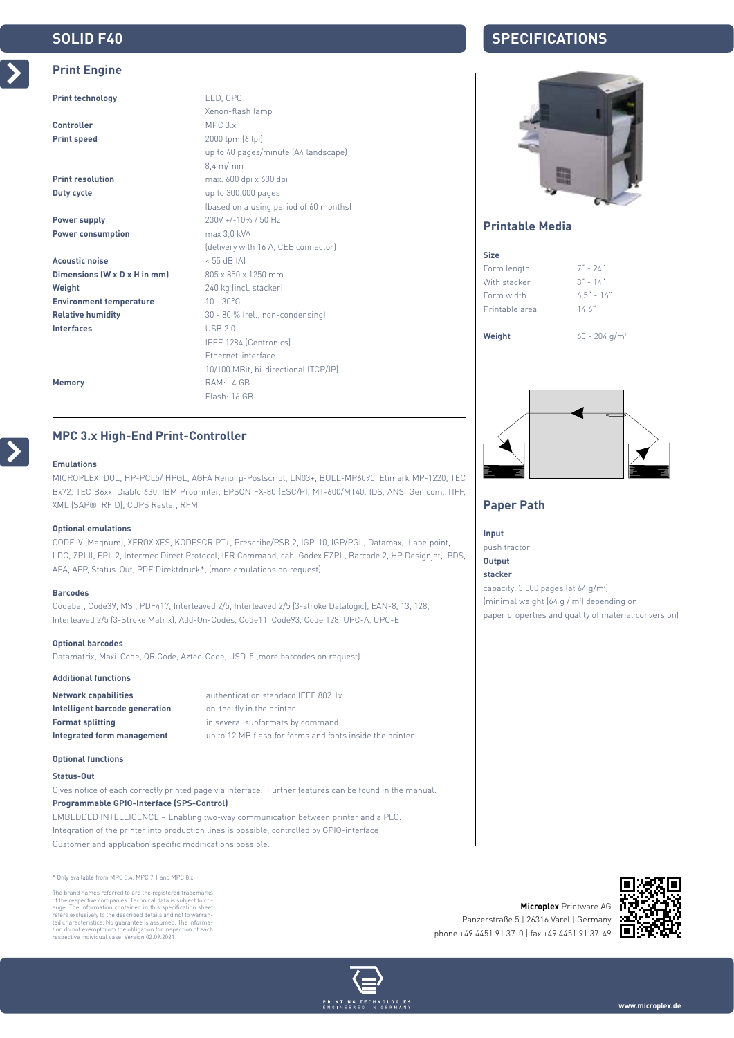# SOLID F40

# SPECIFICATIONS

## Print Engine

| | |
|---|---|
| **Print technology** | LED, OPC<br>Xenon-flash lamp |
| **Controller** | MPC 3.x |
| **Print speed** | 2000 lpm (6 lpi)<br>up to 40 pages/minute (A4 landscape)<br>8,4 m/min |
| **Print resolution** | max. 600 dpi x 600 dpi |
| **Duty cycle** | up to 300.000 pages<br>(based on a using period of 60 months) |
| **Power supply** | 230V +/-10% / 50 Hz |
| **Power consumption** | max 3,0 kVA<br>(delivery with 16 A, CEE connector) |
| **Acoustic noise** | < 55 dB (A) |
| **Dimensions (W x D x H in mm)** | 805 x 850 x 1250 mm |
| **Weight** | 240 kg (incl. stacker) |
| **Environment temperature** | 10 - 30°C |
| **Relative humidity** | 30 - 80 % (rel., non-condensing) |
| **Interfaces** | USB 2.0<br>IEEE 1284 (Centronics)<br>Ethernet-interface<br>10/100 MBit, bi-directional (TCP/IP) |
| **Memory** | RAM: 4 GB<br>Flash: 16 GB |

## MPC 3.x High-End Print-Controller

**Emulations**

MICROPLEX IDOL, HP-PCL5/ HPGL, AGFA Reno, µ-Postscript, LN03+, BULL-MP6090, Etimark MP-1220, TEC Bx72, TEC B6xx, Diablo 630, IBM Proprinter, EPSON FX-80 (ESC/P), MT-600/MT40, IDS, ANSI Genicom, TIFF, XML (SAP® RFID), CUPS Raster, RFM

**Optional emulations**

CODE-V (Magnum), XEROX XES, KODESCRIPT+, Prescribe/PSB 2, IGP-10, IGP/PGL, Datamax, Labelpoint, LDC, ZPLII, EPL 2, Intermec Direct Protocol, IER Command, cab, Godex EZPL, Barcode 2, HP Designjet, IPDS, AEA, AFP, Status-Out, PDF Direktdruck*, (more emulations on request)

**Barcodes**

Codebar, Code39, MSI, PDF417, Interleaved 2/5, Interleaved 2/5 (3-stroke Datalogic), EAN-8, 13, 128, Interleaved 2/5 (3-Stroke Matrix), Add-On-Codes, Code11, Code93, Code 128, UPC-A, UPC-E

**Optional barcodes**

Datamatrix, Maxi-Code, QR Code, Aztec-Code, USD-5 (more barcodes on request)

**Additional functions**

| | |
|---|---|
| **Network capabilities** | authentication standard IEEE 802.1x |
| **Intelligent barcode generation** | on-the-fly in the printer. |
| **Format splitting** | in several subformats by command. |
| **Integrated form management** | up to 12 MB flash for forms and fonts inside the printer. |

**Optional functions**

**Status-Out**

Gives notice of each correctly printed page via interface. Further features can be found in the manual.

**Programmable GPIO-Interface (SPS-Control)**

EMBEDDED INTELLIGENCE – Enabling two-way communication between printer and a PLC.
Integration of the printer into production lines is possible, controlled by GPIO-interface
Customer and application specific modifications possible.

## Printable Media

**Size**

| | |
|---|---|
| Form length | 7" - 24" |
| With stacker | 8" - 14" |
| Form width | 6,5" - 16" |
| Printable area | 14,6" |
| **Weight** | 60 - 204 g/m² |

## Paper Path

**Input**

push tractor

**Output**

stacker

capacity: 3.000 pages (at 64 g/m²)
(minimal weight (64 g / m²) depending on paper properties and quality of material conversion)

\* Only available from MPC 3.4, MPC 7.1 and MPC 8.x

The brand names referred to are the registered trademarks of the respective companies. Technical data is subject to change. The information contained in this specification sheet refers exclusively to the described details and not to warranted characteristics. No guarantee is assumed. The information do not exempt from the obligation for inspection of each respective individual case. Version 02.09.2021

**Microplex** Printware AG
Panzerstraße 5 | 26316 Varel | Germany
phone +49 4451 91 37-0 | fax +49 4451 91 37-49

PRINTING TECHNOLOGIES
ENGINEERED IN GERMANY

www.microplex.de